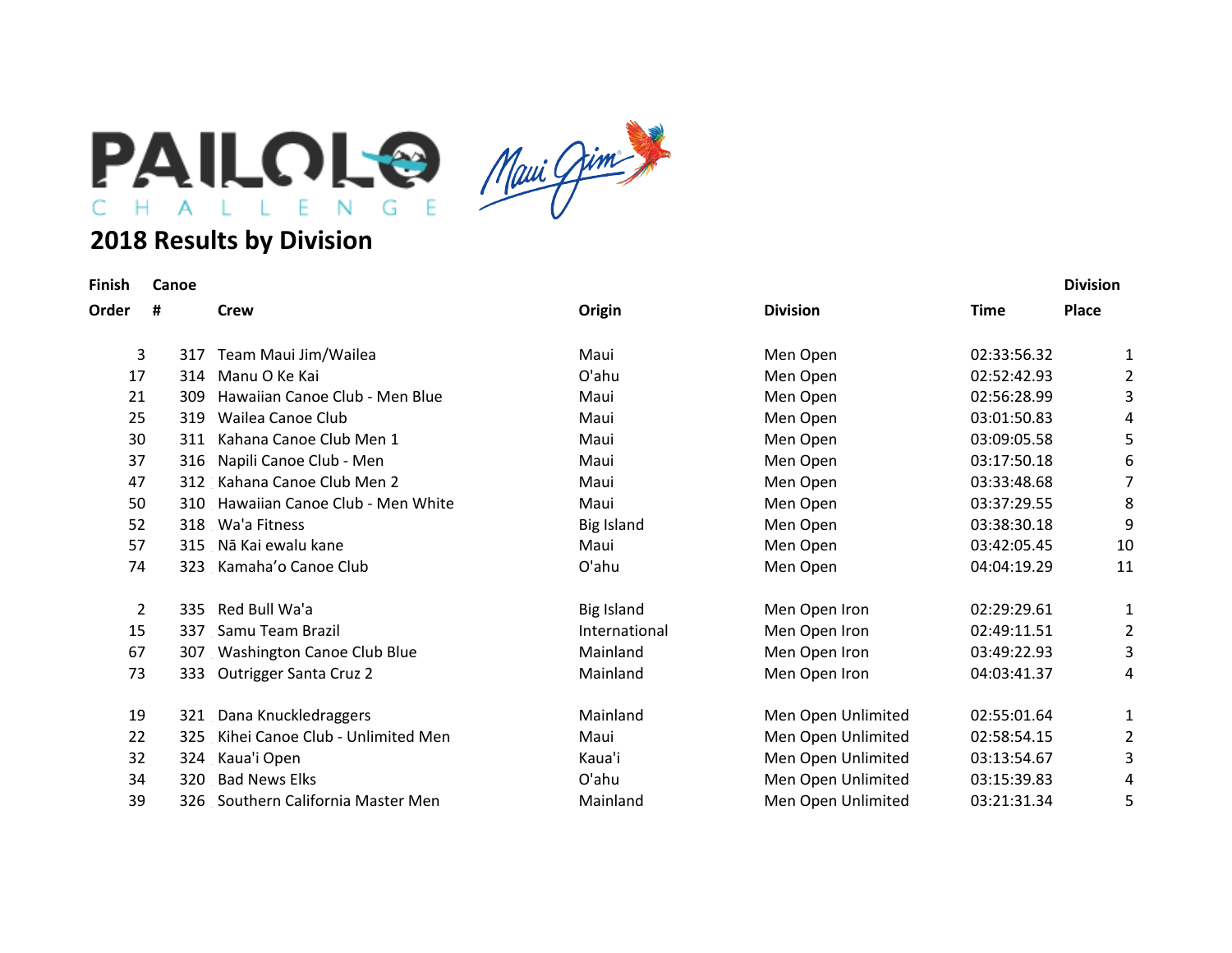PAILOLO CHALLENGE

Maui Jim

# 2018 Results by Division

| Finish Order | Canoe # | Crew | Origin | Division | Time | Division Place |
|---|---|---|---|---|---|---|
| 3 | 317 | Team Maui Jim/Wailea | Maui | Men Open | 02:33:56.32 | 1 |
| 17 | 314 | Manu O Ke Kai | O'ahu | Men Open | 02:52:42.93 | 2 |
| 21 | 309 | Hawaiian Canoe Club - Men Blue | Maui | Men Open | 02:56:28.99 | 3 |
| 25 | 319 | Wailea Canoe Club | Maui | Men Open | 03:01:50.83 | 4 |
| 30 | 311 | Kahana Canoe Club Men 1 | Maui | Men Open | 03:09:05.58 | 5 |
| 37 | 316 | Napili Canoe Club - Men | Maui | Men Open | 03:17:50.18 | 6 |
| 47 | 312 | Kahana Canoe Club Men 2 | Maui | Men Open | 03:33:48.68 | 7 |
| 50 | 310 | Hawaiian Canoe Club - Men White | Maui | Men Open | 03:37:29.55 | 8 |
| 52 | 318 | Wa'a Fitness | Big Island | Men Open | 03:38:30.18 | 9 |
| 57 | 315 | Nā Kai ewalu kane | Maui | Men Open | 03:42:05.45 | 10 |
| 74 | 323 | Kamaha'o Canoe Club | O'ahu | Men Open | 04:04:19.29 | 11 |
| | | | | | | |
| 2 | 335 | Red Bull Wa'a | Big Island | Men Open Iron | 02:29:29.61 | 1 |
| 15 | 337 | Samu Team Brazil | International | Men Open Iron | 02:49:11.51 | 2 |
| 67 | 307 | Washington Canoe Club Blue | Mainland | Men Open Iron | 03:49:22.93 | 3 |
| 73 | 333 | Outrigger Santa Cruz 2 | Mainland | Men Open Iron | 04:03:41.37 | 4 |
| | | | | | | |
| 19 | 321 | Dana Knuckledraggers | Mainland | Men Open Unlimited | 02:55:01.64 | 1 |
| 22 | 325 | Kihei Canoe Club - Unlimited Men | Maui | Men Open Unlimited | 02:58:54.15 | 2 |
| 32 | 324 | Kaua'i Open | Kaua'i | Men Open Unlimited | 03:13:54.67 | 3 |
| 34 | 320 | Bad News Elks | O'ahu | Men Open Unlimited | 03:15:39.83 | 4 |
| 39 | 326 | Southern California Master Men | Mainland | Men Open Unlimited | 03:21:31.34 | 5 |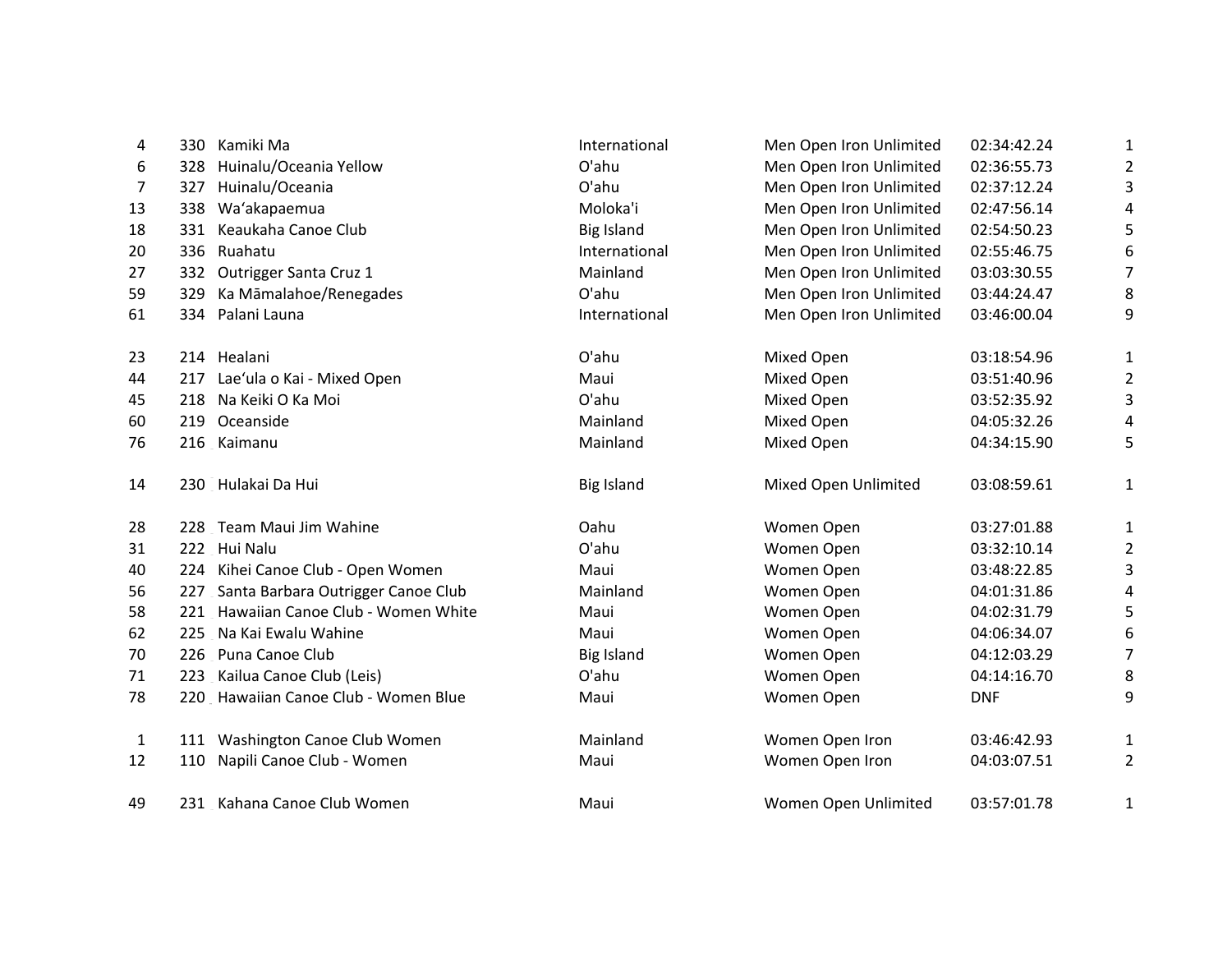| | | | | | | |
|---|---|---|---|---|---|---|
| 4 | 330 | Kamiki Ma | International | Men Open Iron Unlimited | 02:34:42.24 | 1 |
| 6 | 328 | Huinalu/Oceania Yellow | O'ahu | Men Open Iron Unlimited | 02:36:55.73 | 2 |
| 7 | 327 | Huinalu/Oceania | O'ahu | Men Open Iron Unlimited | 02:37:12.24 | 3 |
| 13 | 338 | Wa‘akapaemua | Moloka'i | Men Open Iron Unlimited | 02:47:56.14 | 4 |
| 18 | 331 | Keaukaha Canoe Club | Big Island | Men Open Iron Unlimited | 02:54:50.23 | 5 |
| 20 | 336 | Ruahatu | International | Men Open Iron Unlimited | 02:55:46.75 | 6 |
| 27 | 332 | Outrigger Santa Cruz 1 | Mainland | Men Open Iron Unlimited | 03:03:30.55 | 7 |
| 59 | 329 | Ka Māmalahoe/Renegades | O'ahu | Men Open Iron Unlimited | 03:44:24.47 | 8 |
| 61 | 334 | Palani Launa | International | Men Open Iron Unlimited | 03:46:00.04 | 9 |
| | | | | | | |
| 23 | 214 | Healani | O'ahu | Mixed Open | 03:18:54.96 | 1 |
| 44 | 217 | Lae‘ula o Kai - Mixed Open | Maui | Mixed Open | 03:51:40.96 | 2 |
| 45 | 218 | Na Keiki O Ka Moi | O'ahu | Mixed Open | 03:52:35.92 | 3 |
| 60 | 219 | Oceanside | Mainland | Mixed Open | 04:05:32.26 | 4 |
| 76 | 216 | Kaimanu | Mainland | Mixed Open | 04:34:15.90 | 5 |
| | | | | | | |
| 14 | 230 | Hulakai Da Hui | Big Island | Mixed Open Unlimited | 03:08:59.61 | 1 |
| | | | | | | |
| 28 | 228 | Team Maui Jim Wahine | Oahu | Women Open | 03:27:01.88 | 1 |
| 31 | 222 | Hui Nalu | O'ahu | Women Open | 03:32:10.14 | 2 |
| 40 | 224 | Kihei Canoe Club - Open Women | Maui | Women Open | 03:48:22.85 | 3 |
| 56 | 227 | Santa Barbara Outrigger Canoe Club | Mainland | Women Open | 04:01:31.86 | 4 |
| 58 | 221 | Hawaiian Canoe Club - Women White | Maui | Women Open | 04:02:31.79 | 5 |
| 62 | 225 | Na Kai Ewalu Wahine | Maui | Women Open | 04:06:34.07 | 6 |
| 70 | 226 | Puna Canoe Club | Big Island | Women Open | 04:12:03.29 | 7 |
| 71 | 223 | Kailua Canoe Club (Leis) | O'ahu | Women Open | 04:14:16.70 | 8 |
| 78 | 220 | Hawaiian Canoe Club - Women Blue | Maui | Women Open | DNF | 9 |
| | | | | | | |
| 1 | 111 | Washington Canoe Club Women | Mainland | Women Open Iron | 03:46:42.93 | 1 |
| 12 | 110 | Napili Canoe Club - Women | Maui | Women Open Iron | 04:03:07.51 | 2 |
| | | | | | | |
| 49 | 231 | Kahana Canoe Club Women | Maui | Women Open Unlimited | 03:57:01.78 | 1 |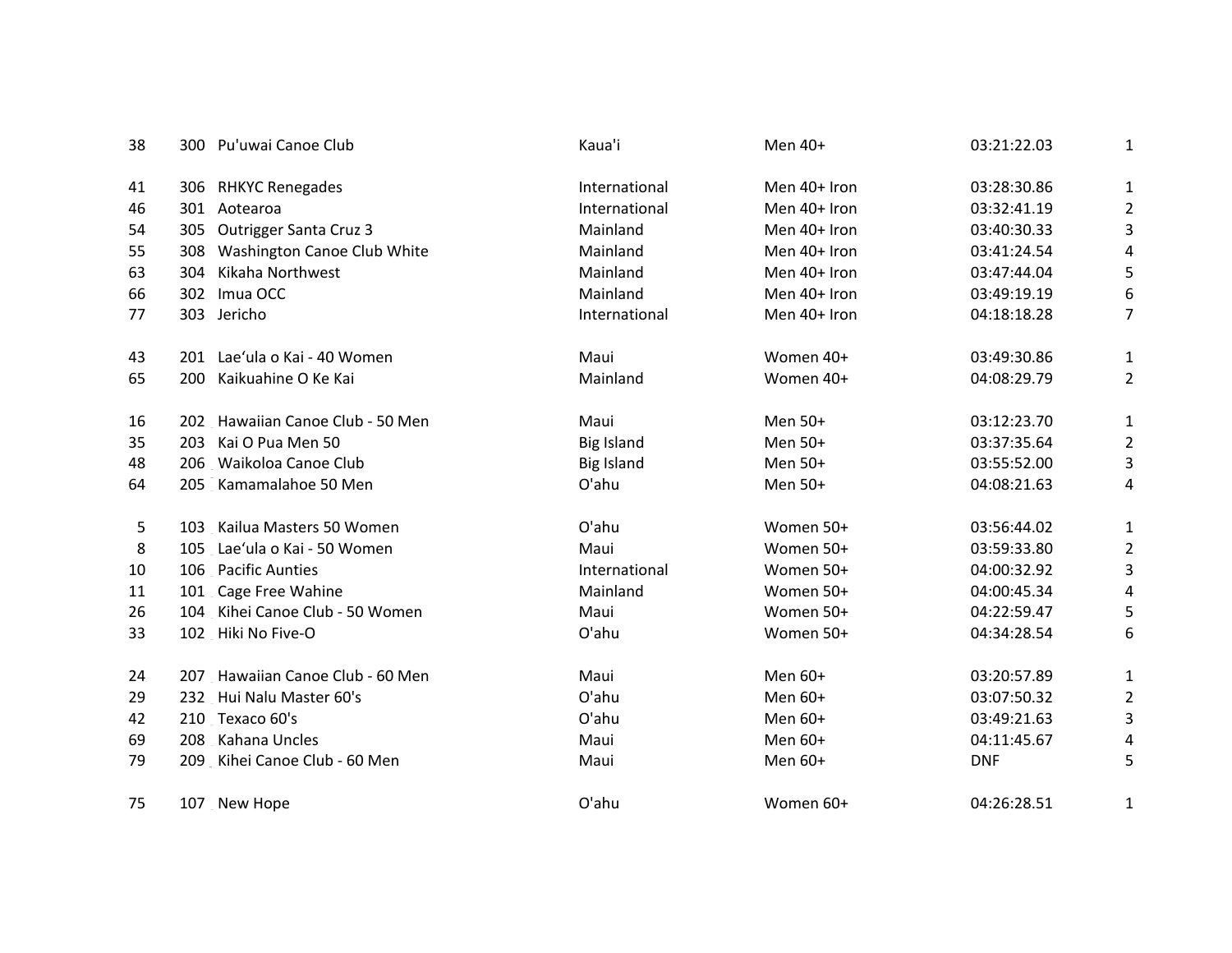| | | | | | | |
|---|---|---|---|---|---|---|
| 38 | 300 | Pu'uwai Canoe Club | Kaua'i | Men 40+ | 03:21:22.03 | 1 |
| | | | | | | |
| 41 | 306 | RHKYC Renegades | International | Men 40+ Iron | 03:28:30.86 | 1 |
| 46 | 301 | Aotearoa | International | Men 40+ Iron | 03:32:41.19 | 2 |
| 54 | 305 | Outrigger Santa Cruz 3 | Mainland | Men 40+ Iron | 03:40:30.33 | 3 |
| 55 | 308 | Washington Canoe Club White | Mainland | Men 40+ Iron | 03:41:24.54 | 4 |
| 63 | 304 | Kikaha Northwest | Mainland | Men 40+ Iron | 03:47:44.04 | 5 |
| 66 | 302 | Imua OCC | Mainland | Men 40+ Iron | 03:49:19.19 | 6 |
| 77 | 303 | Jericho | International | Men 40+ Iron | 04:18:18.28 | 7 |
| | | | | | | |
| 43 | 201 | Lae‘ula o Kai - 40 Women | Maui | Women 40+ | 03:49:30.86 | 1 |
| 65 | 200 | Kaikuahine O Ke Kai | Mainland | Women 40+ | 04:08:29.79 | 2 |
| | | | | | | |
| 16 | 202 | Hawaiian Canoe Club - 50 Men | Maui | Men 50+ | 03:12:23.70 | 1 |
| 35 | 203 | Kai O Pua Men 50 | Big Island | Men 50+ | 03:37:35.64 | 2 |
| 48 | 206 | Waikoloa Canoe Club | Big Island | Men 50+ | 03:55:52.00 | 3 |
| 64 | 205 | Kamamalahoe 50 Men | O'ahu | Men 50+ | 04:08:21.63 | 4 |
| | | | | | | |
| 5 | 103 | Kailua Masters 50 Women | O'ahu | Women 50+ | 03:56:44.02 | 1 |
| 8 | 105 | Lae‘ula o Kai - 50 Women | Maui | Women 50+ | 03:59:33.80 | 2 |
| 10 | 106 | Pacific Aunties | International | Women 50+ | 04:00:32.92 | 3 |
| 11 | 101 | Cage Free Wahine | Mainland | Women 50+ | 04:00:45.34 | 4 |
| 26 | 104 | Kihei Canoe Club - 50 Women | Maui | Women 50+ | 04:22:59.47 | 5 |
| 33 | 102 | Hiki No Five-O | O'ahu | Women 50+ | 04:34:28.54 | 6 |
| | | | | | | |
| 24 | 207 | Hawaiian Canoe Club - 60 Men | Maui | Men 60+ | 03:20:57.89 | 1 |
| 29 | 232 | Hui Nalu Master 60's | O'ahu | Men 60+ | 03:07:50.32 | 2 |
| 42 | 210 | Texaco 60's | O'ahu | Men 60+ | 03:49:21.63 | 3 |
| 69 | 208 | Kahana Uncles | Maui | Men 60+ | 04:11:45.67 | 4 |
| 79 | 209 | Kihei Canoe Club - 60 Men | Maui | Men 60+ | DNF | 5 |
| | | | | | | |
| 75 | 107 | New Hope | O'ahu | Women 60+ | 04:26:28.51 | 1 |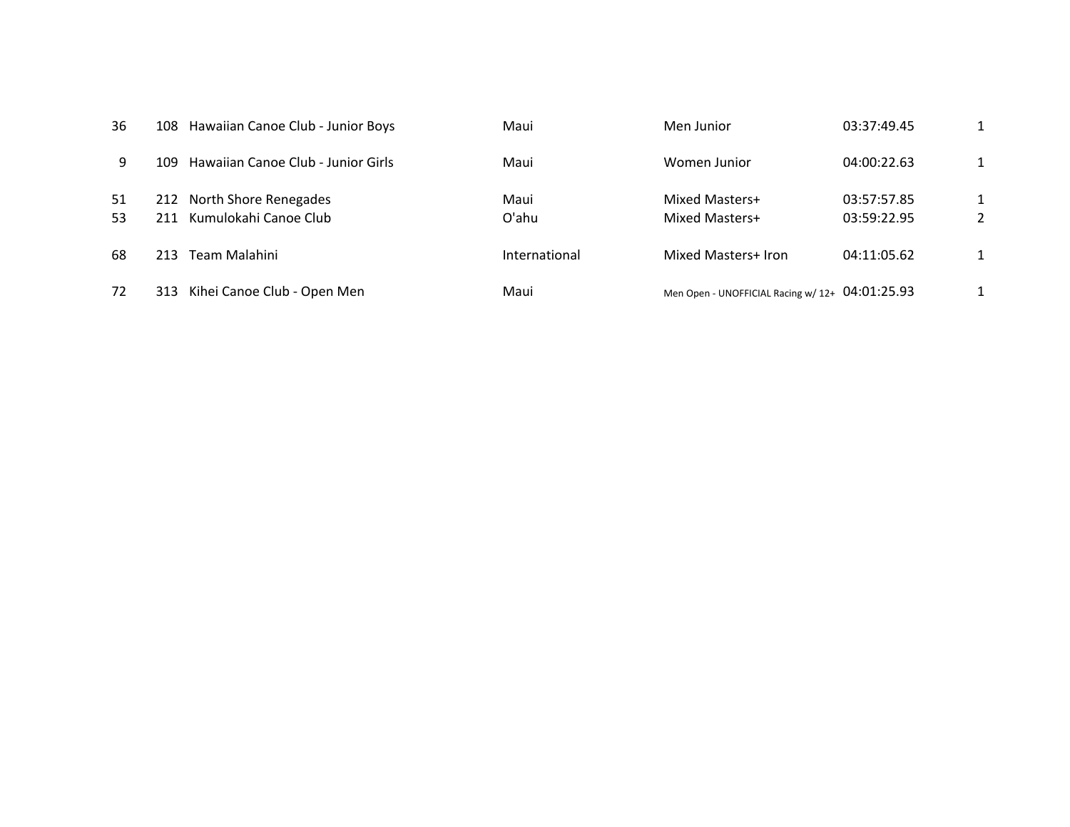| | | | | | | |
|---|---|---|---|---|---|---|
| 36 | 108 | Hawaiian Canoe Club - Junior Boys | Maui | Men Junior | 03:37:49.45 | 1 |
| 9 | 109 | Hawaiian Canoe Club - Junior Girls | Maui | Women Junior | 04:00:22.63 | 1 |
| 51 | 212 | North Shore Renegades | Maui | Mixed Masters+ | 03:57:57.85 | 1 |
| 53 | 211 | Kumulokahi Canoe Club | O'ahu | Mixed Masters+ | 03:59:22.95 | 2 |
| 68 | 213 | Team Malahini | International | Mixed Masters+ Iron | 04:11:05.62 | 1 |
| 72 | 313 | Kihei Canoe Club - Open Men | Maui | Men Open - UNOFFICIAL Racing w/ 12+ | 04:01:25.93 | 1 |